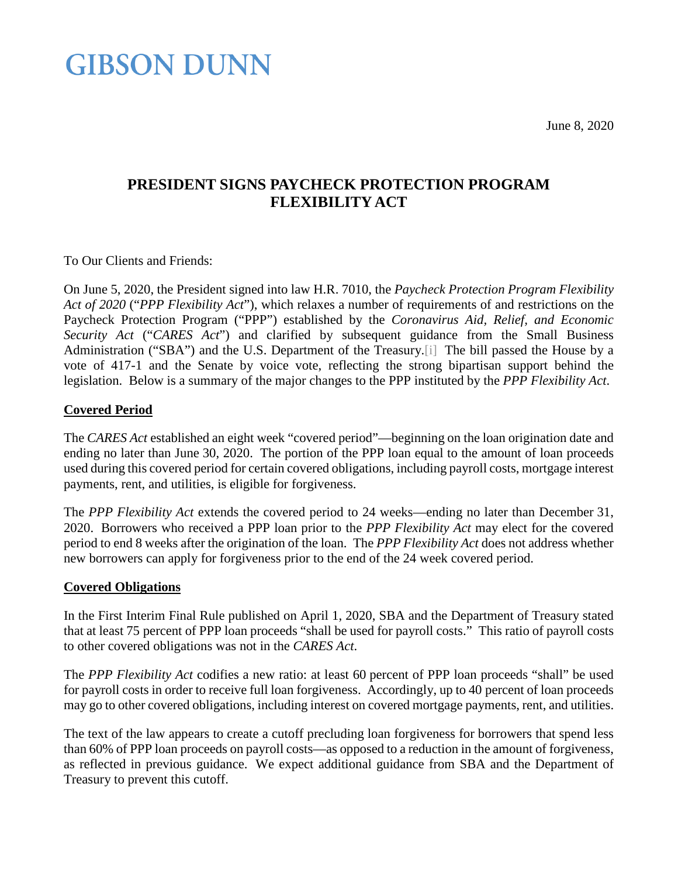# GIBSON DUNN

June 8, 2020

## PRESIDENT SIGNS PAYCHECK PROTECTION PROGRAM FLEXIBILITY ACT

To Our Clients and Friends:

On June 5, 2020, the President signed into law H.R. 7010, the *Paycheck Protection Program Flexibility Act of 2020* ("*PPP Flexibility Act*"), which relaxes a number of requirements of and restrictions on the Paycheck Protection Program ("PPP") established by the *Coronavirus Aid, Relief, and Economic Security Act* ("*CARES Act*") and clarified by subsequent guidance from the Small Business Administration ("SBA") and the U.S. Department of the Treasury.[i] The bill passed the House by a vote of 417-1 and the Senate by voice vote, reflecting the strong bipartisan support behind the legislation. Below is a summary of the major changes to the PPP instituted by the *PPP Flexibility Act*.

**Covered Period**

The *CARES Act* established an eight week "covered period"—beginning on the loan origination date and ending no later than June 30, 2020. The portion of the PPP loan equal to the amount of loan proceeds used during this covered period for certain covered obligations, including payroll costs, mortgage interest payments, rent, and utilities, is eligible for forgiveness.

The *PPP Flexibility Act* extends the covered period to 24 weeks—ending no later than December 31, 2020. Borrowers who received a PPP loan prior to the *PPP Flexibility Act* may elect for the covered period to end 8 weeks after the origination of the loan. The *PPP Flexibility Act* does not address whether new borrowers can apply for forgiveness prior to the end of the 24 week covered period.

**Covered Obligations**

In the First Interim Final Rule published on April 1, 2020, SBA and the Department of Treasury stated that at least 75 percent of PPP loan proceeds "shall be used for payroll costs." This ratio of payroll costs to other covered obligations was not in the *CARES Act*.

The *PPP Flexibility Act* codifies a new ratio: at least 60 percent of PPP loan proceeds "shall" be used for payroll costs in order to receive full loan forgiveness. Accordingly, up to 40 percent of loan proceeds may go to other covered obligations, including interest on covered mortgage payments, rent, and utilities.

The text of the law appears to create a cutoff precluding loan forgiveness for borrowers that spend less than 60% of PPP loan proceeds on payroll costs—as opposed to a reduction in the amount of forgiveness, as reflected in previous guidance. We expect additional guidance from SBA and the Department of Treasury to prevent this cutoff.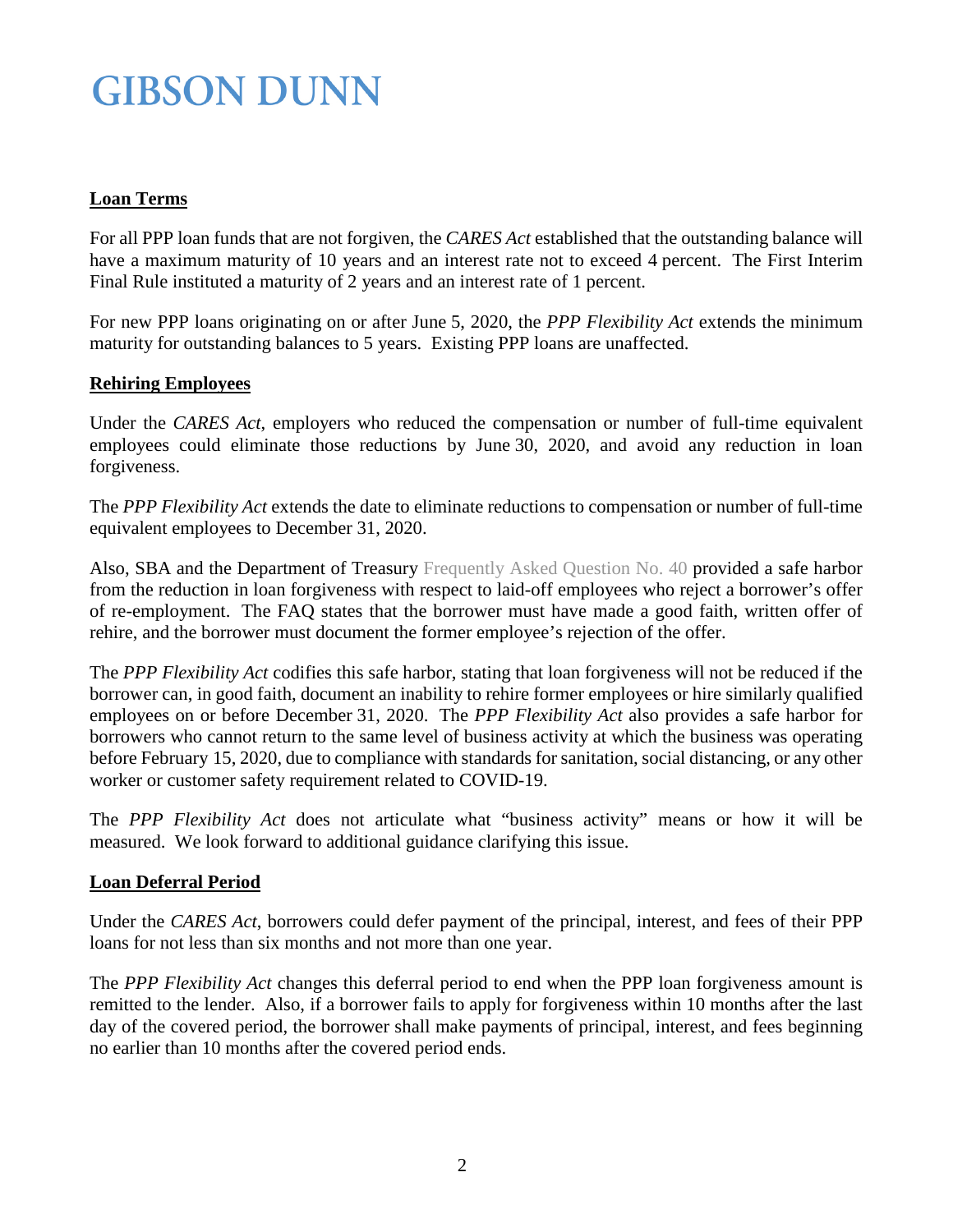**Loan Terms**

For all PPP loan funds that are not forgiven, the *CARES Act* established that the outstanding balance will have a maximum maturity of 10 years and an interest rate not to exceed 4 percent. The First Interim Final Rule instituted a maturity of 2 years and an interest rate of 1 percent.

For new PPP loans originating on or after June 5, 2020, the *PPP Flexibility Act* extends the minimum maturity for outstanding balances to 5 years. Existing PPP loans are unaffected.

**Rehiring Employees**

Under the *CARES Act*, employers who reduced the compensation or number of full-time equivalent employees could eliminate those reductions by June 30, 2020, and avoid any reduction in loan forgiveness.

The *PPP Flexibility Act* extends the date to eliminate reductions to compensation or number of full-time equivalent employees to December 31, 2020.

Also, SBA and the Department of Treasury Frequently Asked Question No. 40 provided a safe harbor from the reduction in loan forgiveness with respect to laid-off employees who reject a borrower's offer of re-employment. The FAQ states that the borrower must have made a good faith, written offer of rehire, and the borrower must document the former employee's rejection of the offer.

The *PPP Flexibility Act* codifies this safe harbor, stating that loan forgiveness will not be reduced if the borrower can, in good faith, document an inability to rehire former employees or hire similarly qualified employees on or before December 31, 2020. The *PPP Flexibility Act* also provides a safe harbor for borrowers who cannot return to the same level of business activity at which the business was operating before February 15, 2020, due to compliance with standards for sanitation, social distancing, or any other worker or customer safety requirement related to COVID-19.

The *PPP Flexibility Act* does not articulate what "business activity" means or how it will be measured. We look forward to additional guidance clarifying this issue.

**Loan Deferral Period**

Under the *CARES Act*, borrowers could defer payment of the principal, interest, and fees of their PPP loans for not less than six months and not more than one year.

The *PPP Flexibility Act* changes this deferral period to end when the PPP loan forgiveness amount is remitted to the lender. Also, if a borrower fails to apply for forgiveness within 10 months after the last day of the covered period, the borrower shall make payments of principal, interest, and fees beginning no earlier than 10 months after the covered period ends.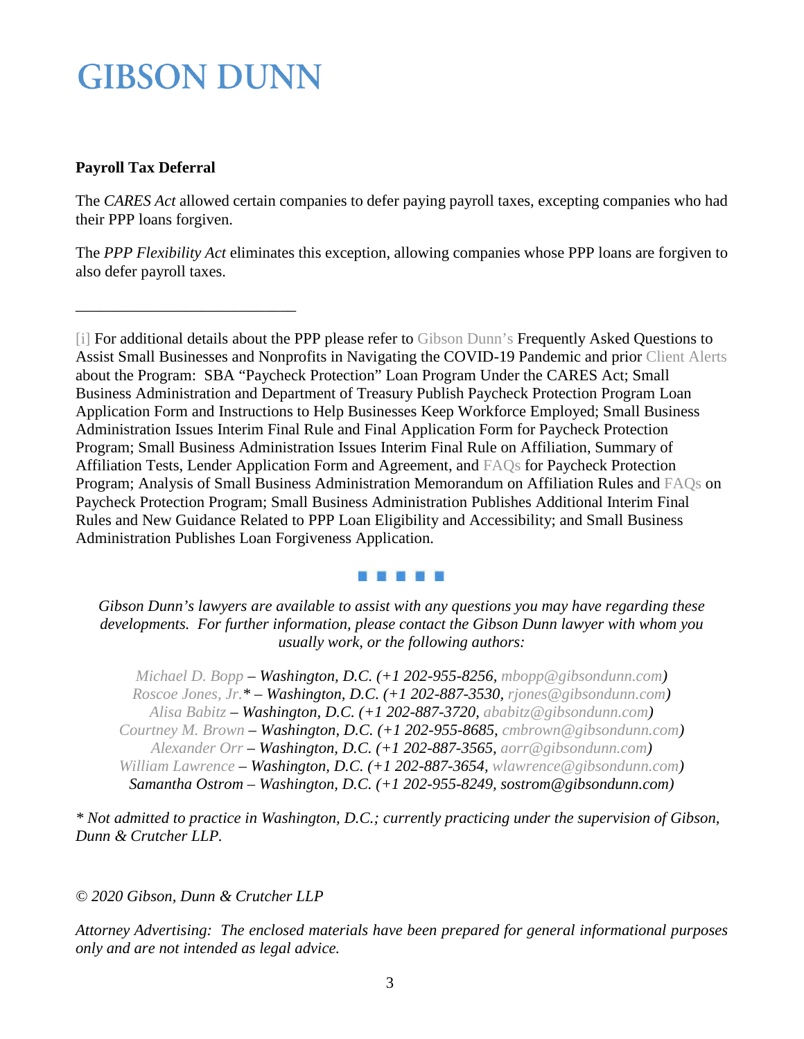# GIBSON DUNN

**Payroll Tax Deferral**

The *CARES Act* allowed certain companies to defer paying payroll taxes, excepting companies who had their PPP loans forgiven.

The *PPP Flexibility Act* eliminates this exception, allowing companies whose PPP loans are forgiven to also defer payroll taxes.

---

[i] For additional details about the PPP please refer to Gibson Dunn's Frequently Asked Questions to Assist Small Businesses and Nonprofits in Navigating the COVID-19 Pandemic and prior Client Alerts about the Program: SBA "Paycheck Protection" Loan Program Under the CARES Act; Small Business Administration and Department of Treasury Publish Paycheck Protection Program Loan Application Form and Instructions to Help Businesses Keep Workforce Employed; Small Business Administration Issues Interim Final Rule and Final Application Form for Paycheck Protection Program; Small Business Administration Issues Interim Final Rule on Affiliation, Summary of Affiliation Tests, Lender Application Form and Agreement, and FAQs for Paycheck Protection Program; Analysis of Small Business Administration Memorandum on Affiliation Rules and FAQs on Paycheck Protection Program; Small Business Administration Publishes Additional Interim Final Rules and New Guidance Related to PPP Loan Eligibility and Accessibility; and Small Business Administration Publishes Loan Forgiveness Application.

■ ■ ■ ■ ■

*Gibson Dunn's lawyers are available to assist with any questions you may have regarding these developments. For further information, please contact the Gibson Dunn lawyer with whom you usually work, or the following authors:*

*Michael D. Bopp – Washington, D.C. (+1 202-955-8256, mbopp@gibsondunn.com)*
*Roscoe Jones, Jr.* – Washington, D.C. (+1 202-887-3530, rjones@gibsondunn.com)*
*Alisa Babitz – Washington, D.C. (+1 202-887-3720, ababitz@gibsondunn.com)*
*Courtney M. Brown – Washington, D.C. (+1 202-955-8685, cmbrown@gibsondunn.com)*
*Alexander Orr – Washington, D.C. (+1 202-887-3565, aorr@gibsondunn.com)*
*William Lawrence – Washington, D.C. (+1 202-887-3654, wlawrence@gibsondunn.com)*
*Samantha Ostrom – Washington, D.C. (+1 202-955-8249, sostrom@gibsondunn.com)*

*\* Not admitted to practice in Washington, D.C.; currently practicing under the supervision of Gibson, Dunn & Crutcher LLP.*

*© 2020 Gibson, Dunn & Crutcher LLP*

*Attorney Advertising: The enclosed materials have been prepared for general informational purposes only and are not intended as legal advice.*